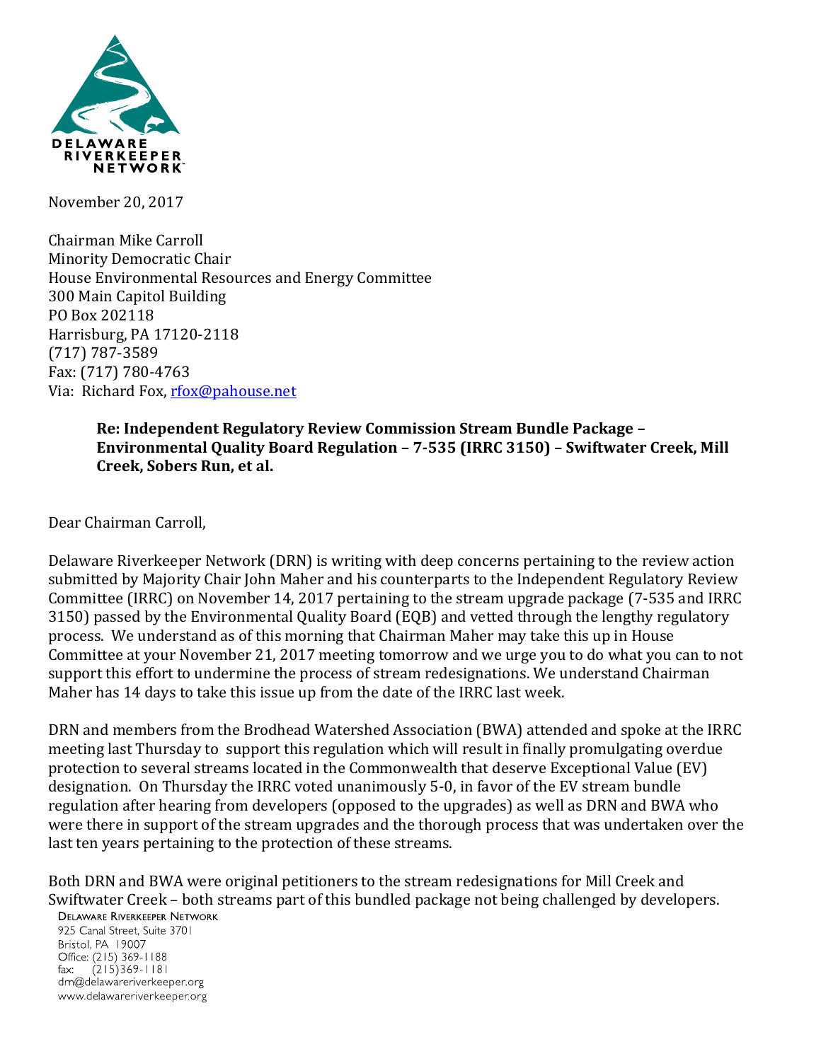DELAWARE RIVERKEEPER NETWORK

November 20, 2017

Chairman Mike Carroll
Minority Democratic Chair
House Environmental Resources and Energy Committee
300 Main Capitol Building
PO Box 202118
Harrisburg, PA 17120-2118
(717) 787-3589
Fax: (717) 780-4763
Via: Richard Fox, rfox@pahouse.net

**Re: Independent Regulatory Review Commission Stream Bundle Package – Environmental Quality Board Regulation – 7-535 (IRRC 3150) – Swiftwater Creek, Mill Creek, Sobers Run, et al.**

Dear Chairman Carroll,

Delaware Riverkeeper Network (DRN) is writing with deep concerns pertaining to the review action submitted by Majority Chair John Maher and his counterparts to the Independent Regulatory Review Committee (IRRC) on November 14, 2017 pertaining to the stream upgrade package (7-535 and IRRC 3150) passed by the Environmental Quality Board (EQB) and vetted through the lengthy regulatory process. We understand as of this morning that Chairman Maher may take this up in House Committee at your November 21, 2017 meeting tomorrow and we urge you to do what you can to not support this effort to undermine the process of stream redesignations. We understand Chairman Maher has 14 days to take this issue up from the date of the IRRC last week.

DRN and members from the Brodhead Watershed Association (BWA) attended and spoke at the IRRC meeting last Thursday to support this regulation which will result in finally promulgating overdue protection to several streams located in the Commonwealth that deserve Exceptional Value (EV) designation. On Thursday the IRRC voted unanimously 5-0, in favor of the EV stream bundle regulation after hearing from developers (opposed to the upgrades) as well as DRN and BWA who were there in support of the stream upgrades and the thorough process that was undertaken over the last ten years pertaining to the protection of these streams.

Both DRN and BWA were original petitioners to the stream redesignations for Mill Creek and Swiftwater Creek – both streams part of this bundled package not being challenged by developers.

DELAWARE RIVERKEEPER NETWORK
925 Canal Street, Suite 3701
Bristol, PA 19007
Office: (215) 369-1188
fax: (215)369-1181
drn@delawareriverkeeper.org
www.delawareriverkeeper.org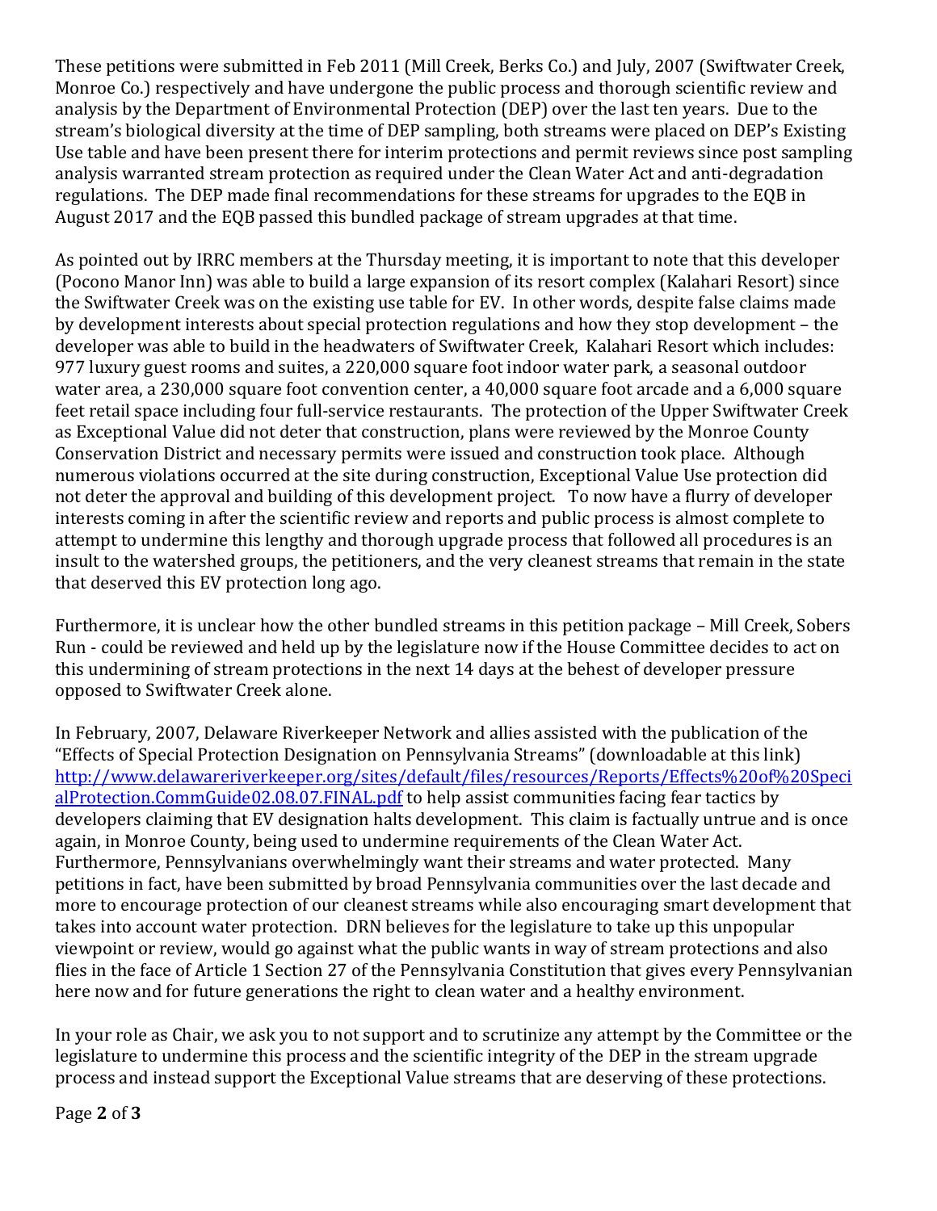These petitions were submitted in Feb 2011 (Mill Creek, Berks Co.) and July, 2007 (Swiftwater Creek, Monroe Co.) respectively and have undergone the public process and thorough scientific review and analysis by the Department of Environmental Protection (DEP) over the last ten years. Due to the stream's biological diversity at the time of DEP sampling, both streams were placed on DEP's Existing Use table and have been present there for interim protections and permit reviews since post sampling analysis warranted stream protection as required under the Clean Water Act and anti-degradation regulations. The DEP made final recommendations for these streams for upgrades to the EQB in August 2017 and the EQB passed this bundled package of stream upgrades at that time.

As pointed out by IRRC members at the Thursday meeting, it is important to note that this developer (Pocono Manor Inn) was able to build a large expansion of its resort complex (Kalahari Resort) since the Swiftwater Creek was on the existing use table for EV. In other words, despite false claims made by development interests about special protection regulations and how they stop development – the developer was able to build in the headwaters of Swiftwater Creek, Kalahari Resort which includes: 977 luxury guest rooms and suites, a 220,000 square foot indoor water park, a seasonal outdoor water area, a 230,000 square foot convention center, a 40,000 square foot arcade and a 6,000 square feet retail space including four full-service restaurants. The protection of the Upper Swiftwater Creek as Exceptional Value did not deter that construction, plans were reviewed by the Monroe County Conservation District and necessary permits were issued and construction took place. Although numerous violations occurred at the site during construction, Exceptional Value Use protection did not deter the approval and building of this development project. To now have a flurry of developer interests coming in after the scientific review and reports and public process is almost complete to attempt to undermine this lengthy and thorough upgrade process that followed all procedures is an insult to the watershed groups, the petitioners, and the very cleanest streams that remain in the state that deserved this EV protection long ago.

Furthermore, it is unclear how the other bundled streams in this petition package – Mill Creek, Sobers Run - could be reviewed and held up by the legislature now if the House Committee decides to act on this undermining of stream protections in the next 14 days at the behest of developer pressure opposed to Swiftwater Creek alone.

In February, 2007, Delaware Riverkeeper Network and allies assisted with the publication of the "Effects of Special Protection Designation on Pennsylvania Streams" (downloadable at this link) [http://www.delawareriverkeeper.org/sites/default/files/resources/Reports/Effects%20of%20SpecialProtection.CommGuide02.08.07.FINAL.pdf](http://www.delawareriverkeeper.org/sites/default/files/resources/Reports/Effects%20of%20SpecialProtection.CommGuide02.08.07.FINAL.pdf) to help assist communities facing fear tactics by developers claiming that EV designation halts development. This claim is factually untrue and is once again, in Monroe County, being used to undermine requirements of the Clean Water Act. Furthermore, Pennsylvanians overwhelmingly want their streams and water protected. Many petitions in fact, have been submitted by broad Pennsylvania communities over the last decade and more to encourage protection of our cleanest streams while also encouraging smart development that takes into account water protection. DRN believes for the legislature to take up this unpopular viewpoint or review, would go against what the public wants in way of stream protections and also flies in the face of Article 1 Section 27 of the Pennsylvania Constitution that gives every Pennsylvanian here now and for future generations the right to clean water and a healthy environment.

In your role as Chair, we ask you to not support and to scrutinize any attempt by the Committee or the legislature to undermine this process and the scientific integrity of the DEP in the stream upgrade process and instead support the Exceptional Value streams that are deserving of these protections.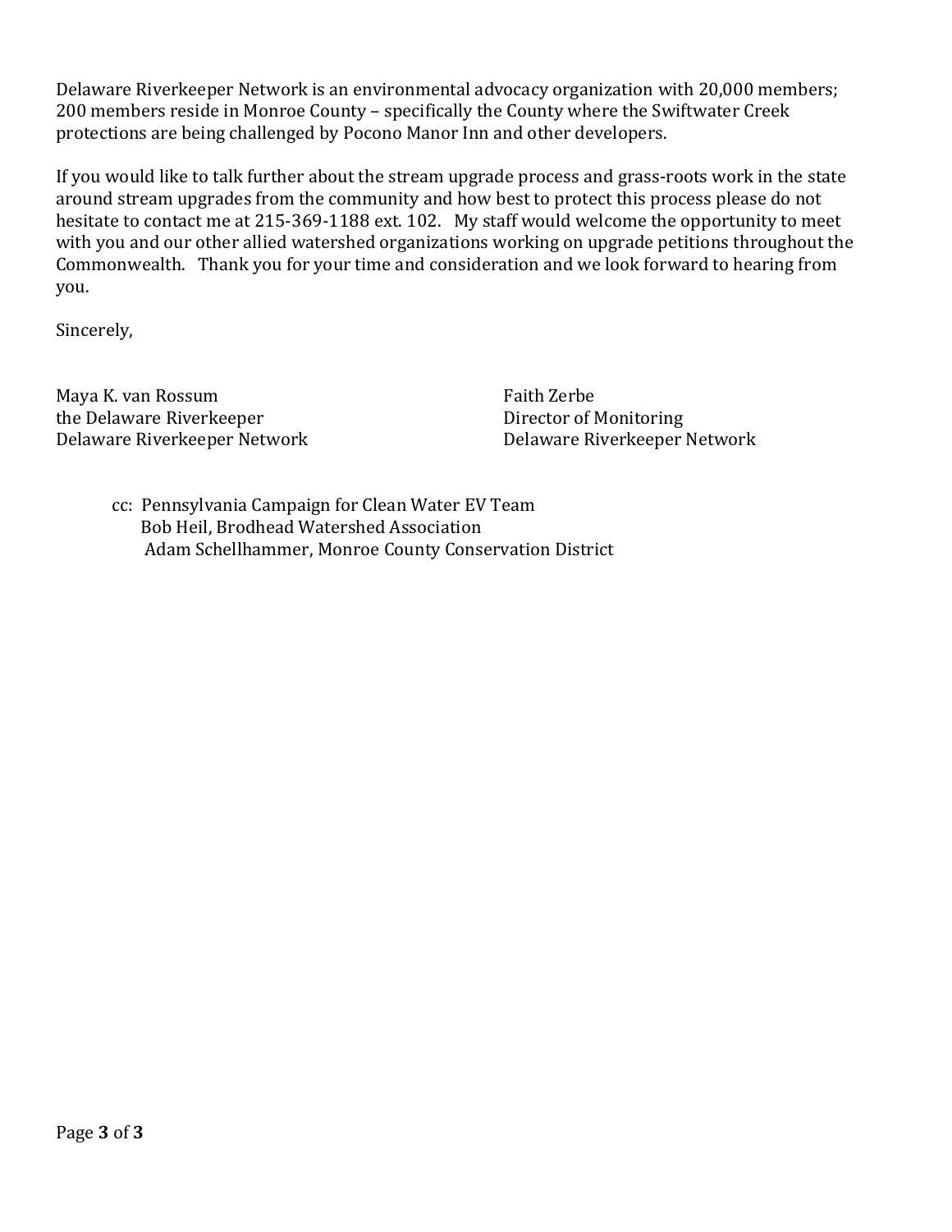Delaware Riverkeeper Network is an environmental advocacy organization with 20,000 members; 200 members reside in Monroe County – specifically the County where the Swiftwater Creek protections are being challenged by Pocono Manor Inn and other developers.

If you would like to talk further about the stream upgrade process and grass-roots work in the state around stream upgrades from the community and how best to protect this process please do not hesitate to contact me at 215-369-1188 ext. 102. My staff would welcome the opportunity to meet with you and our other allied watershed organizations working on upgrade petitions throughout the Commonwealth. Thank you for your time and consideration and we look forward to hearing from you.

Sincerely,

Maya K. van Rossum
the Delaware Riverkeeper
Delaware Riverkeeper Network

Faith Zerbe
Director of Monitoring
Delaware Riverkeeper Network

cc: Pennsylvania Campaign for Clean Water EV Team
Bob Heil, Brodhead Watershed Association
Adam Schellhammer, Monroe County Conservation District